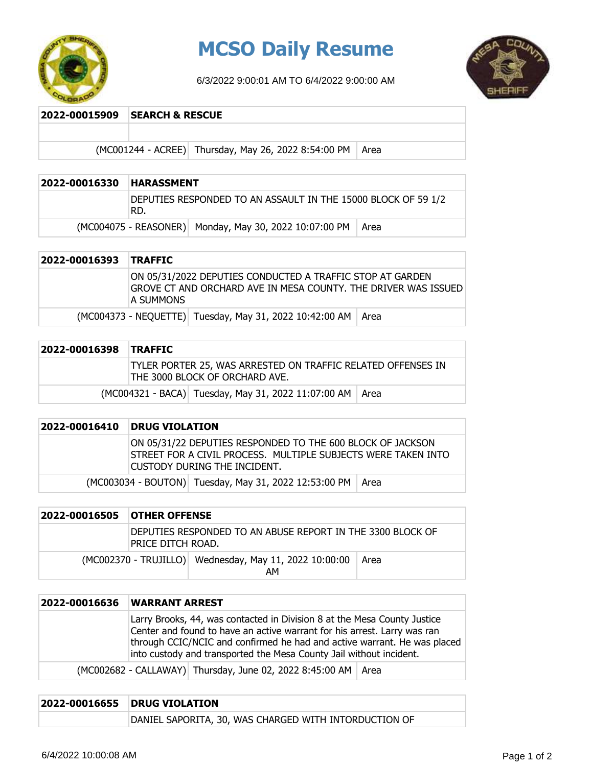# MCSO Daily Resume

6/3/2022 9:00:01 AM TO 6/4/2022 9:00:00 AM

| 2022-00015909 | SEARCH & RESCUE | | |
|---|---|---|---|
| | | | |
| (MC001244 - ACREE) | | Thursday, May 26, 2022 8:54:00 PM | Area |

| 2022-00016330 | HARASSMENT | | |
|---|---|---|---|
| | DEPUTIES RESPONDED TO AN ASSAULT IN THE 15000 BLOCK OF 59 1/2 RD. | | |
| (MC004075 - REASONER) | | Monday, May 30, 2022 10:07:00 PM | Area |

| 2022-00016393 | TRAFFIC | | |
|---|---|---|---|
| | ON 05/31/2022 DEPUTIES CONDUCTED A TRAFFIC STOP AT GARDEN GROVE CT AND ORCHARD AVE IN MESA COUNTY. THE DRIVER WAS ISSUED A SUMMONS | | |
| (MC004373 - NEQUETTE) | | Tuesday, May 31, 2022 10:42:00 AM | Area |

| 2022-00016398 | TRAFFIC | | |
|---|---|---|---|
| | TYLER PORTER 25, WAS ARRESTED ON TRAFFIC RELATED OFFENSES IN THE 3000 BLOCK OF ORCHARD AVE. | | |
| (MC004321 - BACA) | | Tuesday, May 31, 2022 11:07:00 AM | Area |

| 2022-00016410 | DRUG VIOLATION | | |
|---|---|---|---|
| | ON 05/31/22 DEPUTIES RESPONDED TO THE 600 BLOCK OF JACKSON STREET FOR A CIVIL PROCESS. MULTIPLE SUBJECTS WERE TAKEN INTO CUSTODY DURING THE INCIDENT. | | |
| (MC003034 - BOUTON) | | Tuesday, May 31, 2022 12:53:00 PM | Area |

| 2022-00016505 | OTHER OFFENSE | | |
|---|---|---|---|
| | DEPUTIES RESPONDED TO AN ABUSE REPORT IN THE 3300 BLOCK OF PRICE DITCH ROAD. | | |
| (MC002370 - TRUJILLO) | | Wednesday, May 11, 2022 10:00:00 AM | Area |

| 2022-00016636 | WARRANT ARREST | | |
|---|---|---|---|
| | Larry Brooks, 44, was contacted in Division 8 at the Mesa County Justice Center and found to have an active warrant for his arrest. Larry was ran through CCIC/NCIC and confirmed he had and active warrant. He was placed into custody and transported the Mesa County Jail without incident. | | |
| (MC002682 - CALLAWAY) | | Thursday, June 02, 2022 8:45:00 AM | Area |

| 2022-00016655 | DRUG VIOLATION |
|---|---|
| | DANIEL SAPORITA, 30, WAS CHARGED WITH INTORDUCTION OF |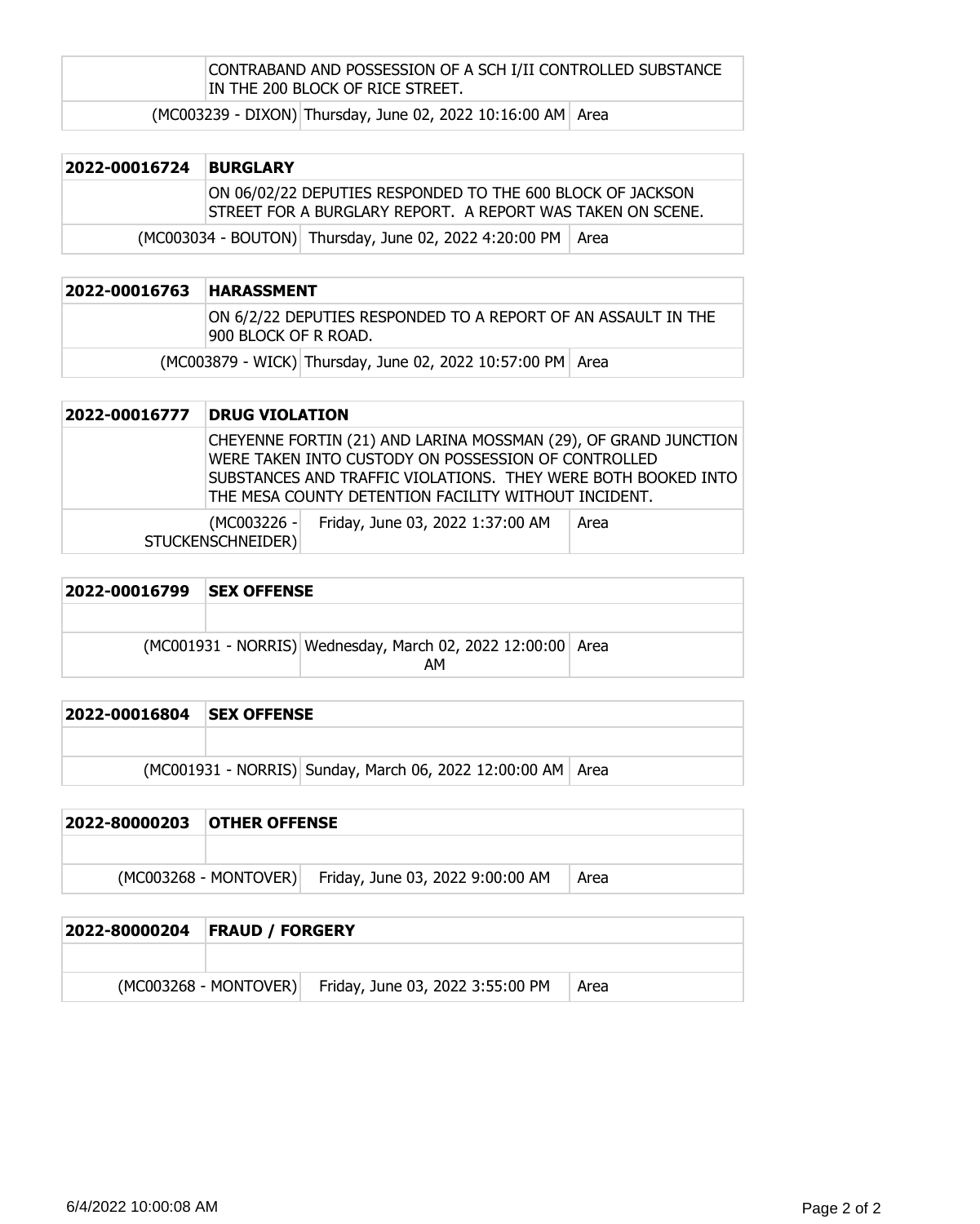| | | | |
|---|---|---|---|
| | CONTRABAND AND POSSESSION OF A SCH I/II CONTROLLED SUBSTANCE IN THE 200 BLOCK OF RICE STREET. | | |
| (MC003239 - DIXON) | Thursday, June 02, 2022 10:16:00 AM | Area | |

| 2022-00016724 | BURGLARY | | |
|---|---|---|---|
| | ON 06/02/22 DEPUTIES RESPONDED TO THE 600 BLOCK OF JACKSON STREET FOR A BURGLARY REPORT. A REPORT WAS TAKEN ON SCENE. | | |
| (MC003034 - BOUTON) | Thursday, June 02, 2022 4:20:00 PM | Area | |

| 2022-00016763 | HARASSMENT | | |
|---|---|---|---|
| | ON 6/2/22 DEPUTIES RESPONDED TO A REPORT OF AN ASSAULT IN THE 900 BLOCK OF R ROAD. | | |
| (MC003879 - WICK) | Thursday, June 02, 2022 10:57:00 PM | Area | |

| 2022-00016777 | DRUG VIOLATION | | |
|---|---|---|---|
| | CHEYENNE FORTIN (21) AND LARINA MOSSMAN (29), OF GRAND JUNCTION WERE TAKEN INTO CUSTODY ON POSSESSION OF CONTROLLED SUBSTANCES AND TRAFFIC VIOLATIONS. THEY WERE BOTH BOOKED INTO THE MESA COUNTY DETENTION FACILITY WITHOUT INCIDENT. | | |
| (MC003226 - STUCKENSCHNEIDER) | Friday, June 03, 2022 1:37:00 AM | Area | |

| 2022-00016799 | SEX OFFENSE | | |
|---|---|---|---|
| | | | |
| (MC001931 - NORRIS) | Wednesday, March 02, 2022 12:00:00 AM | Area | |

| 2022-00016804 | SEX OFFENSE | | |
|---|---|---|---|
| | | | |
| (MC001931 - NORRIS) | Sunday, March 06, 2022 12:00:00 AM | Area | |

| 2022-80000203 | OTHER OFFENSE | | |
|---|---|---|---|
| | | | |
| (MC003268 - MONTOVER) | Friday, June 03, 2022 9:00:00 AM | Area | |

| 2022-80000204 | FRAUD / FORGERY | | |
|---|---|---|---|
| | | | |
| (MC003268 - MONTOVER) | Friday, June 03, 2022 3:55:00 PM | Area | |

6/4/2022 10:00:08 AM